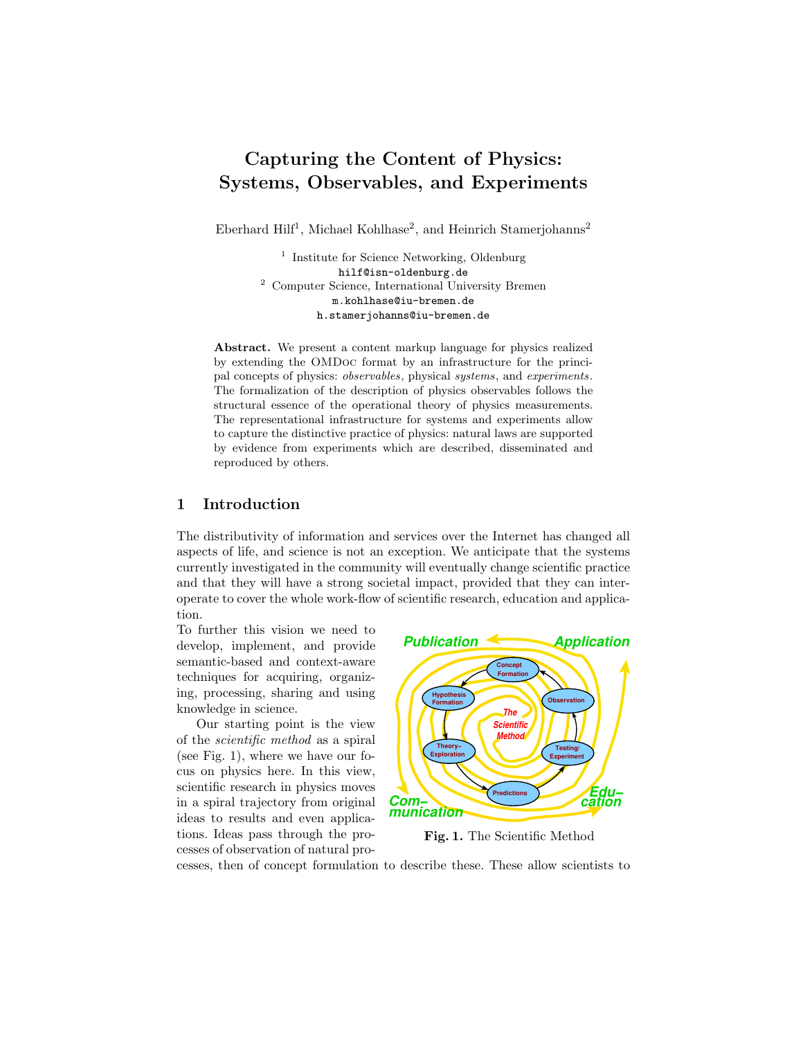# Capturing the Content of Physics: Systems, Observables, and Experiments

Eberhard Hilf[1], Michael Kohlhase[2], and Heinrich Stamerjohanns[2]

[1] Institute for Science Networking, Oldenburg
hilf@isn-oldenburg.de
[2] Computer Science, International University Bremen
m.kohlhase@iu-bremen.de
h.stamerjohanns@iu-bremen.de

**Abstract.** We present a content markup language for physics realized by extending the OMDoc format by an infrastructure for the principal concepts of physics: *observables*, physical *systems*, and *experiments*. The formalization of the description of physics observables follows the structural essence of the operational theory of physics measurements. The representational infrastructure for systems and experiments allow to capture the distinctive practice of physics: natural laws are supported by evidence from experiments which are described, disseminated and reproduced by others.

## 1 Introduction

The distributivity of information and services over the Internet has changed all aspects of life, and science is not an exception. We anticipate that the systems currently investigated in the community will eventually change scientific practice and that they will have a strong societal impact, provided that they can interoperate to cover the whole work-flow of scientific research, education and application.

To further this vision we need to develop, implement, and provide semantic-based and context-aware techniques for acquiring, organizing, processing, sharing and using knowledge in science.

Our starting point is the view of the *scientific method* as a spiral (see Fig. 1), where we have our focus on physics here. In this view, scientific research in physics moves in a spiral trajectory from original ideas to results and even applications. Ideas pass through the processes of observation of natural processes, then of concept formulation to describe these. These allow scientists to

**Fig. 1.** The Scientific Method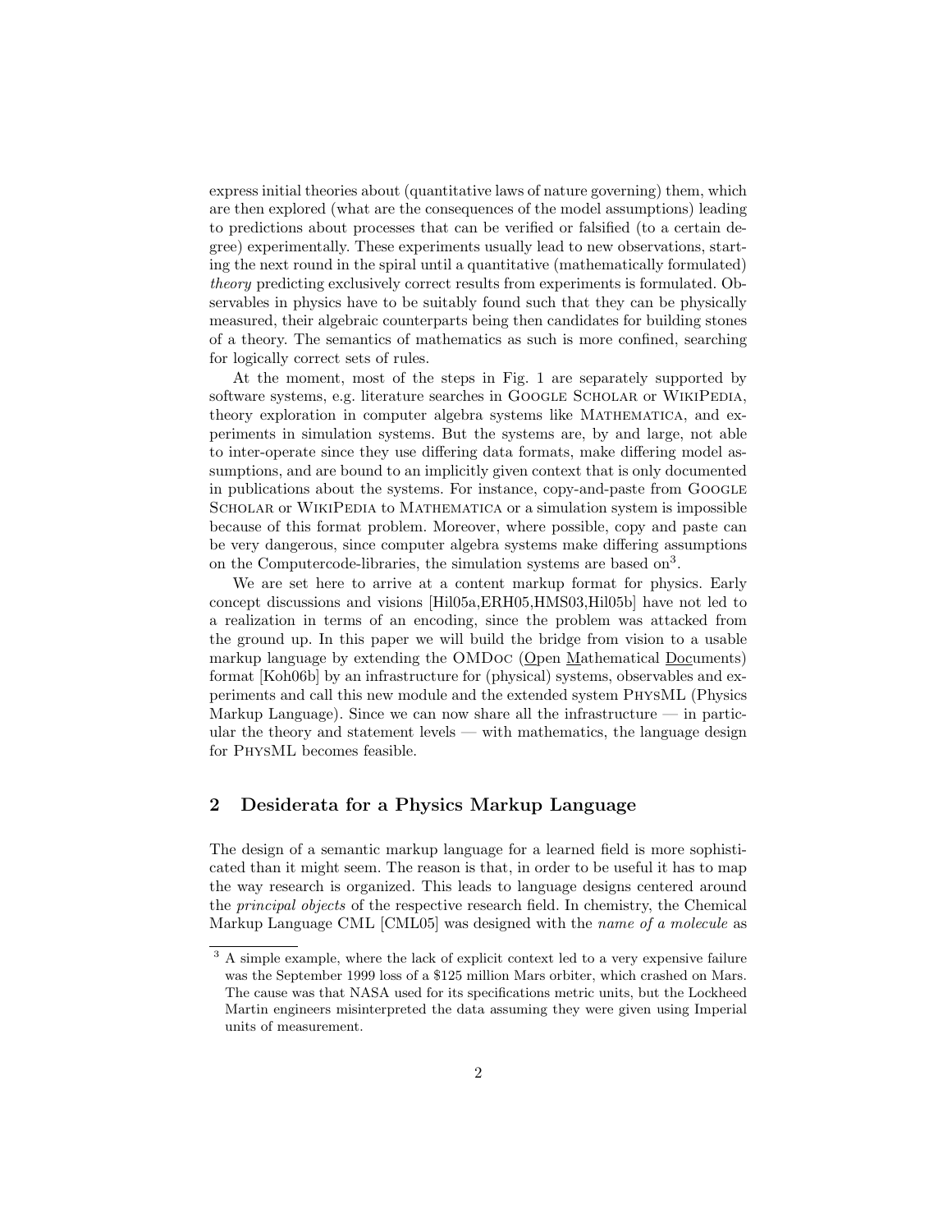express initial theories about (quantitative laws of nature governing) them, which are then explored (what are the consequences of the model assumptions) leading to predictions about processes that can be verified or falsified (to a certain degree) experimentally. These experiments usually lead to new observations, starting the next round in the spiral until a quantitative (mathematically formulated) *theory* predicting exclusively correct results from experiments is formulated. Observables in physics have to be suitably found such that they can be physically measured, their algebraic counterparts being then candidates for building stones of a theory. The semantics of mathematics as such is more confined, searching for logically correct sets of rules.

At the moment, most of the steps in Fig. 1 are separately supported by software systems, e.g. literature searches in GOOGLE SCHOLAR or WIKIPEDIA, theory exploration in computer algebra systems like MATHEMATICA, and experiments in simulation systems. But the systems are, by and large, not able to inter-operate since they use differing data formats, make differing model assumptions, and are bound to an implicitly given context that is only documented in publications about the systems. For instance, copy-and-paste from GOOGLE SCHOLAR or WIKIPEDIA to MATHEMATICA or a simulation system is impossible because of this format problem. Moreover, where possible, copy and paste can be very dangerous, since computer algebra systems make differing assumptions on the Computercode-libraries, the simulation systems are based on[3].

We are set here to arrive at a content markup format for physics. Early concept discussions and visions [Hil05a,ERH05,HMS03,Hil05b] have not led to a realization in terms of an encoding, since the problem was attacked from the ground up. In this paper we will build the bridge from vision to a usable markup language by extending the OMDOC (Open Mathematical Documents) format [Koh06b] by an infrastructure for (physical) systems, observables and experiments and call this new module and the extended system PHYSML (Physics Markup Language). Since we can now share all the infrastructure — in particular the theory and statement levels — with mathematics, the language design for PHYSML becomes feasible.

## 2 Desiderata for a Physics Markup Language

The design of a semantic markup language for a learned field is more sophisticated than it might seem. The reason is that, in order to be useful it has to map the way research is organized. This leads to language designs centered around the *principal objects* of the respective research field. In chemistry, the Chemical Markup Language CML [CML05] was designed with the *name of a molecule* as

---

[3] A simple example, where the lack of explicit context led to a very expensive failure was the September 1999 loss of a $125 million Mars orbiter, which crashed on Mars. The cause was that NASA used for its specifications metric units, but the Lockheed Martin engineers misinterpreted the data assuming they were given using Imperial units of measurement.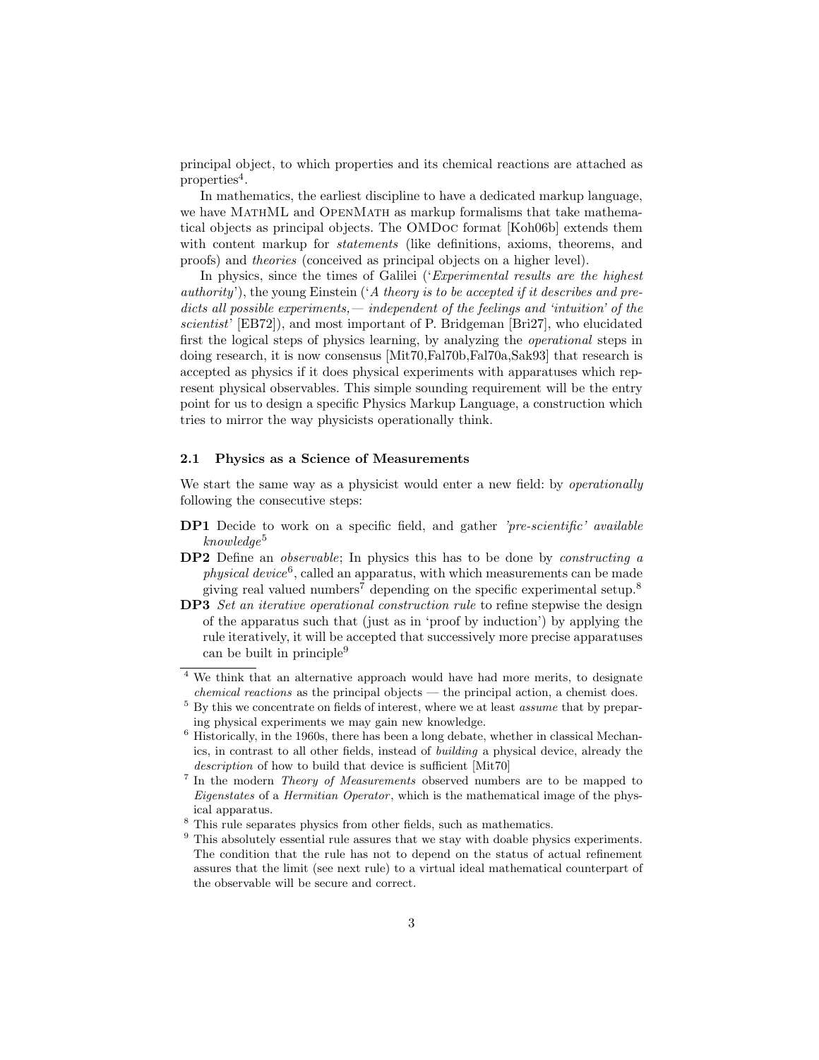principal object, to which properties and its chemical reactions are attached as properties[4].

In mathematics, the earliest discipline to have a dedicated markup language, we have MathML and OpenMath as markup formalisms that take mathematical objects as principal objects. The OMDoc format [Koh06b] extends them with content markup for *statements* (like definitions, axioms, theorems, and proofs) and *theories* (conceived as principal objects on a higher level).

In physics, since the times of Galilei ('*Experimental results are the highest authority*'), the young Einstein ('*A theory is to be accepted if it describes and predicts all possible experiments,— independent of the feelings and 'intuition' of the scientist*' [EB72]), and most important of P. Bridgeman [Bri27], who elucidated first the logical steps of physics learning, by analyzing the *operational* steps in doing research, it is now consensus [Mit70,Fal70b,Fal70a,Sak93] that research is accepted as physics if it does physical experiments with apparatuses which represent physical observables. This simple sounding requirement will be the entry point for us to design a specific Physics Markup Language, a construction which tries to mirror the way physicists operationally think.

### 2.1 Physics as a Science of Measurements

We start the same way as a physicist would enter a new field: by *operationally* following the consecutive steps:

**DP1** Decide to work on a specific field, and gather *'pre-scientific' available knowledge*[5]

**DP2** Define an *observable*; In physics this has to be done by *constructing a physical device*[6], called an apparatus, with which measurements can be made giving real valued numbers[7] depending on the specific experimental setup.[8]

**DP3** *Set an iterative operational construction rule* to refine stepwise the design of the apparatus such that (just as in 'proof by induction') by applying the rule iteratively, it will be accepted that successively more precise apparatuses can be built in principle[9]

---

[4] We think that an alternative approach would have had more merits, to designate *chemical reactions* as the principal objects — the principal action, a chemist does.

[5] By this we concentrate on fields of interest, where we at least *assume* that by preparing physical experiments we may gain new knowledge.

[6] Historically, in the 1960s, there has been a long debate, whether in classical Mechanics, in contrast to all other fields, instead of *building* a physical device, already the *description* of how to build that device is sufficient [Mit70]

[7] In the modern *Theory of Measurements* observed numbers are to be mapped to *Eigenstates* of a *Hermitian Operator*, which is the mathematical image of the physical apparatus.

[8] This rule separates physics from other fields, such as mathematics.

[9] This absolutely essential rule assures that we stay with doable physics experiments. The condition that the rule has not to depend on the status of actual refinement assures that the limit (see next rule) to a virtual ideal mathematical counterpart of the observable will be secure and correct.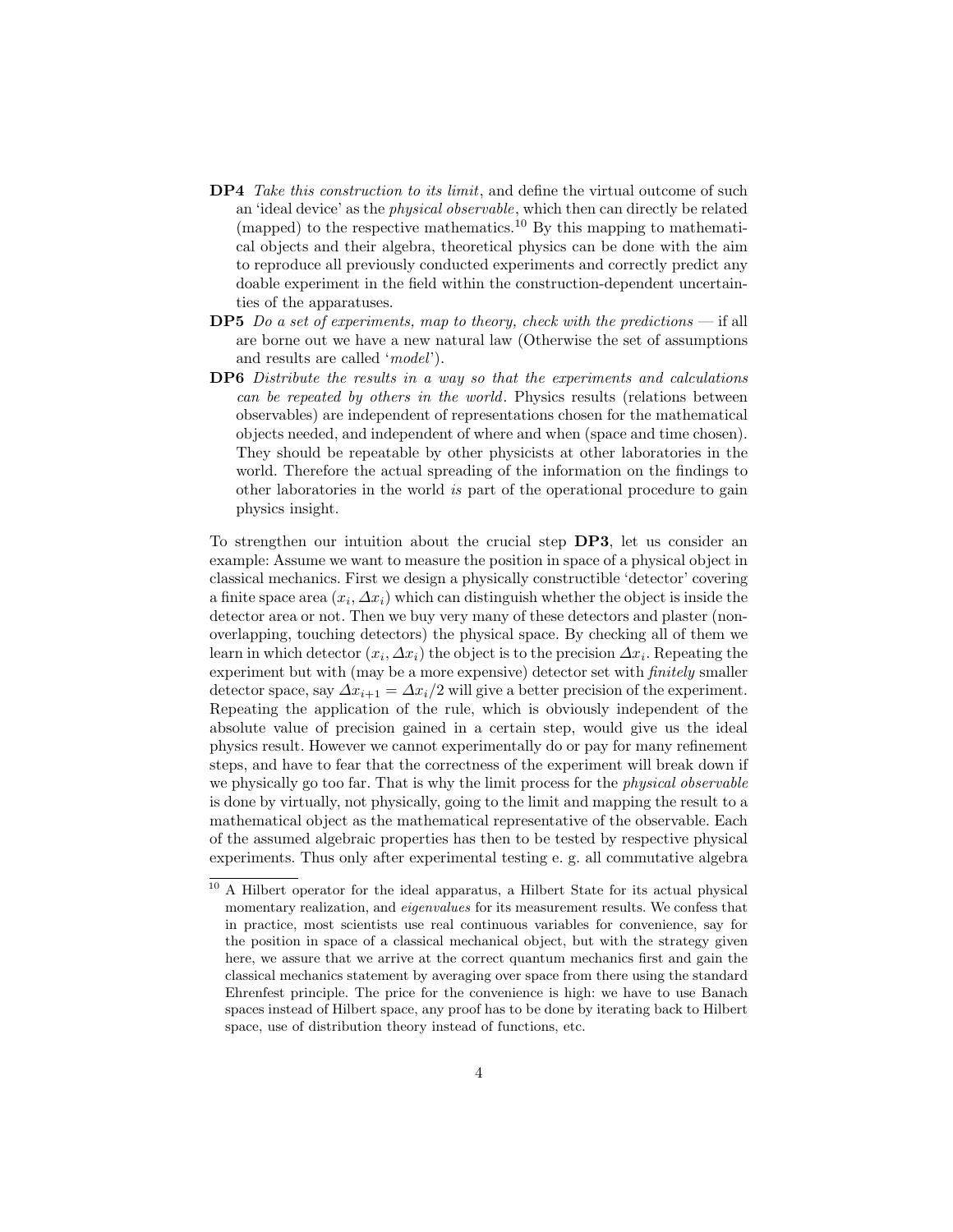**DP4** *Take this construction to its limit*, and define the virtual outcome of such an 'ideal device' as the *physical observable*, which then can directly be related (mapped) to the respective mathematics.[10] By this mapping to mathematical objects and their algebra, theoretical physics can be done with the aim to reproduce all previously conducted experiments and correctly predict any doable experiment in the field within the construction-dependent uncertainties of the apparatuses.

**DP5** *Do a set of experiments, map to theory, check with the predictions* — if all are borne out we have a new natural law (Otherwise the set of assumptions and results are called '*model*').

**DP6** *Distribute the results in a way so that the experiments and calculations can be repeated by others in the world*. Physics results (relations between observables) are independent of representations chosen for the mathematical objects needed, and independent of where and when (space and time chosen). They should be repeatable by other physicists at other laboratories in the world. Therefore the actual spreading of the information on the findings to other laboratories in the world *is* part of the operational procedure to gain physics insight.

To strengthen our intuition about the crucial step **DP3**, let us consider an example: Assume we want to measure the position in space of a physical object in classical mechanics. First we design a physically constructible 'detector' covering a finite space area $(x_i, \Delta x_i)$ which can distinguish whether the object is inside the detector area or not. Then we buy very many of these detectors and plaster (non-overlapping, touching detectors) the physical space. By checking all of them we learn in which detector $(x_i, \Delta x_i)$ the object is to the precision $\Delta x_i$. Repeating the experiment but with (may be a more expensive) detector set with *finitely* smaller detector space, say $\Delta x_{i+1} = \Delta x_i/2$ will give a better precision of the experiment. Repeating the application of the rule, which is obviously independent of the absolute value of precision gained in a certain step, would give us the ideal physics result. However we cannot experimentally do or pay for many refinement steps, and have to fear that the correctness of the experiment will break down if we physically go too far. That is why the limit process for the *physical observable* is done by virtually, not physically, going to the limit and mapping the result to a mathematical object as the mathematical representative of the observable. Each of the assumed algebraic properties has then to be tested by respective physical experiments. Thus only after experimental testing e. g. all commutative algebra

[10] A Hilbert operator for the ideal apparatus, a Hilbert State for its actual physical momentary realization, and *eigenvalues* for its measurement results. We confess that in practice, most scientists use real continuous variables for convenience, say for the position in space of a classical mechanical object, but with the strategy given here, we assure that we arrive at the correct quantum mechanics first and gain the classical mechanics statement by averaging over space from there using the standard Ehrenfest principle. The price for the convenience is high: we have to use Banach spaces instead of Hilbert space, any proof has to be done by iterating back to Hilbert space, use of distribution theory instead of functions, etc.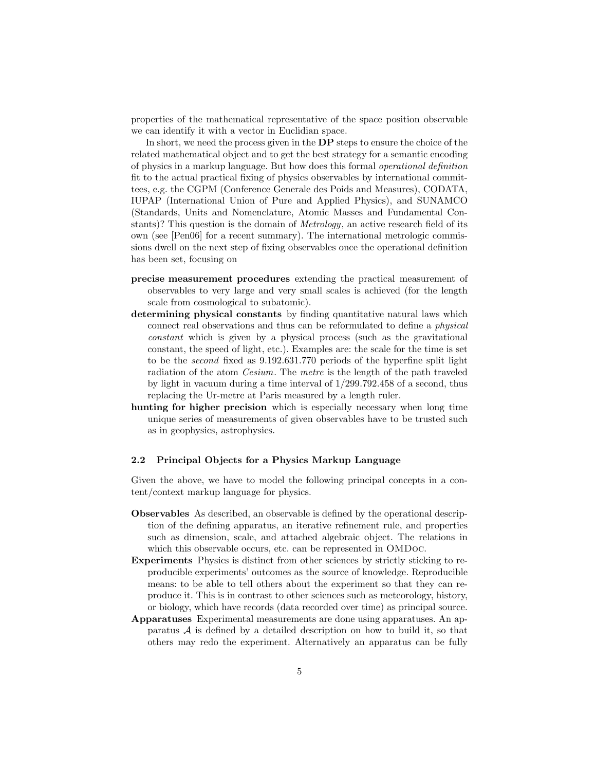properties of the mathematical representative of the space position observable we can identify it with a vector in Euclidian space.

In short, we need the process given in the **DP** steps to ensure the choice of the related mathematical object and to get the best strategy for a semantic encoding of physics in a markup language. But how does this formal *operational definition* fit to the actual practical fixing of physics observables by international committees, e.g. the CGPM (Conference Generale des Poids and Measures), CODATA, IUPAP (International Union of Pure and Applied Physics), and SUNAMCO (Standards, Units and Nomenclature, Atomic Masses and Fundamental Constants)? This question is the domain of *Metrology*, an active research field of its own (see [Pen06] for a recent summary). The international metrologic commissions dwell on the next step of fixing observables once the operational definition has been set, focusing on

**precise measurement procedures** extending the practical measurement of observables to very large and very small scales is achieved (for the length scale from cosmological to subatomic).

**determining physical constants** by finding quantitative natural laws which connect real observations and thus can be reformulated to define a *physical constant* which is given by a physical process (such as the gravitational constant, the speed of light, etc.). Examples are: the scale for the time is set to be the *second* fixed as 9.192.631.770 periods of the hyperfine split light radiation of the atom *Cesium*. The *metre* is the length of the path traveled by light in vacuum during a time interval of 1/299.792.458 of a second, thus replacing the Ur-metre at Paris measured by a length ruler.

**hunting for higher precision** which is especially necessary when long time unique series of measurements of given observables have to be trusted such as in geophysics, astrophysics.

### 2.2 Principal Objects for a Physics Markup Language

Given the above, we have to model the following principal concepts in a content/context markup language for physics.

**Observables** As described, an observable is defined by the operational description of the defining apparatus, an iterative refinement rule, and properties such as dimension, scale, and attached algebraic object. The relations in which this observable occurs, etc. can be represented in OMDoc.

**Experiments** Physics is distinct from other sciences by strictly sticking to reproducible experiments' outcomes as the source of knowledge. Reproducible means: to be able to tell others about the experiment so that they can reproduce it. This is in contrast to other sciences such as meteorology, history, or biology, which have records (data recorded over time) as principal source.

**Apparatuses** Experimental measurements are done using apparatuses. An apparatus $\mathcal{A}$ is defined by a detailed description on how to build it, so that others may redo the experiment. Alternatively an apparatus can be fully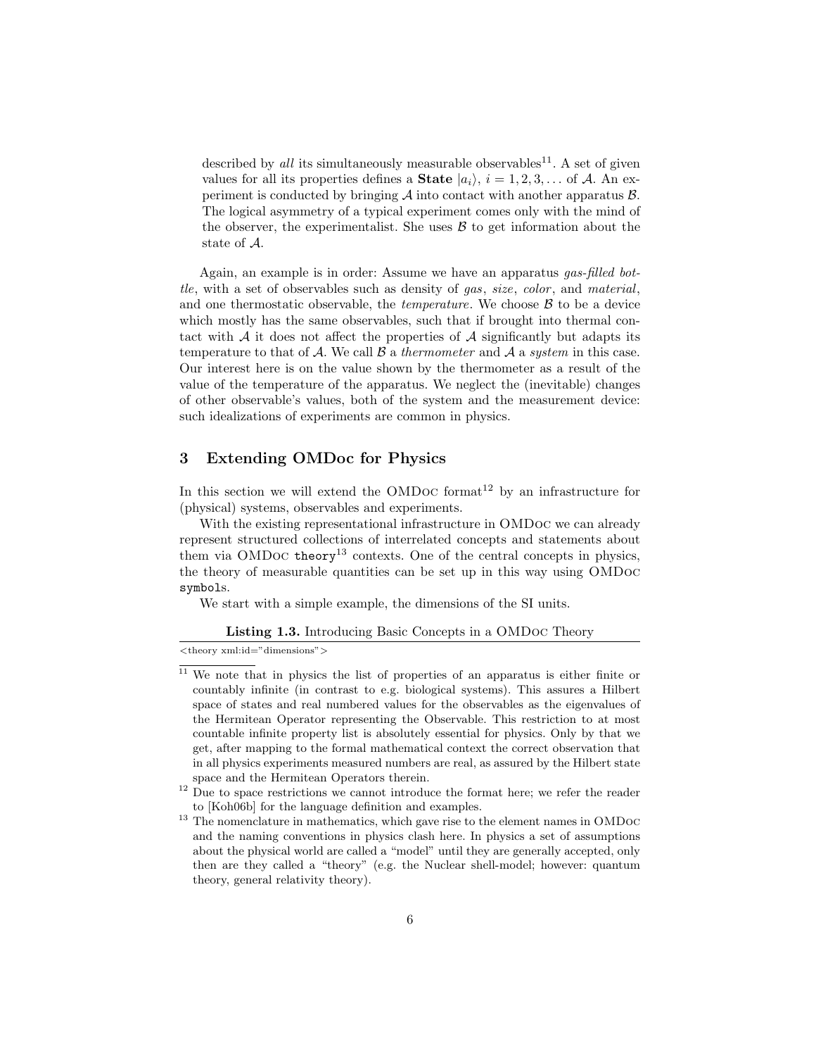described by *all* its simultaneously measurable observables[11]. A set of given values for all its properties defines a **State** $|a_i\rangle$, $i = 1, 2, 3, \ldots$ of $\mathcal{A}$. An experiment is conducted by bringing $\mathcal{A}$ into contact with another apparatus $\mathcal{B}$. The logical asymmetry of a typical experiment comes only with the mind of the observer, the experimentalist. She uses $\mathcal{B}$ to get information about the state of $\mathcal{A}$.

Again, an example is in order: Assume we have an apparatus *gas-filled bottle*, with a set of observables such as density of *gas*, *size*, *color*, and *material*, and one thermostatic observable, the *temperature*. We choose $\mathcal{B}$ to be a device which mostly has the same observables, such that if brought into thermal contact with $\mathcal{A}$ it does not affect the properties of $\mathcal{A}$ significantly but adapts its temperature to that of $\mathcal{A}$. We call $\mathcal{B}$ a *thermometer* and $\mathcal{A}$ a *system* in this case. Our interest here is on the value shown by the thermometer as a result of the value of the temperature of the apparatus. We neglect the (inevitable) changes of other observable's values, both of the system and the measurement device: such idealizations of experiments are common in physics.

## 3 Extending OMDoc for Physics

In this section we will extend the OMDoc format[12] by an infrastructure for (physical) systems, observables and experiments.

With the existing representational infrastructure in OMDoc we can already represent structured collections of interrelated concepts and statements about them via OMDoc `theory`[13] contexts. One of the central concepts in physics, the theory of measurable quantities can be set up in this way using OMDoc `symbol`s.

We start with a simple example, the dimensions of the SI units.

**Listing 1.3.** Introducing Basic Concepts in a OMDoc Theory

```
<theory xml:id="dimensions">
```

[11] We note that in physics the list of properties of an apparatus is either finite or countably infinite (in contrast to e.g. biological systems). This assures a Hilbert space of states and real numbered values for the observables as the eigenvalues of the Hermitean Operator representing the Observable. This restriction to at most countable infinite property list is absolutely essential for physics. Only by that we get, after mapping to the formal mathematical context the correct observation that in all physics experiments measured numbers are real, as assured by the Hilbert state space and the Hermitean Operators therein.

[12] Due to space restrictions we cannot introduce the format here; we refer the reader to [Koh06b] for the language definition and examples.

[13] The nomenclature in mathematics, which gave rise to the element names in OMDoc and the naming conventions in physics clash here. In physics a set of assumptions about the physical world are called a "model" until they are generally accepted, only then are they called a "theory" (e.g. the Nuclear shell-model; however: quantum theory, general relativity theory).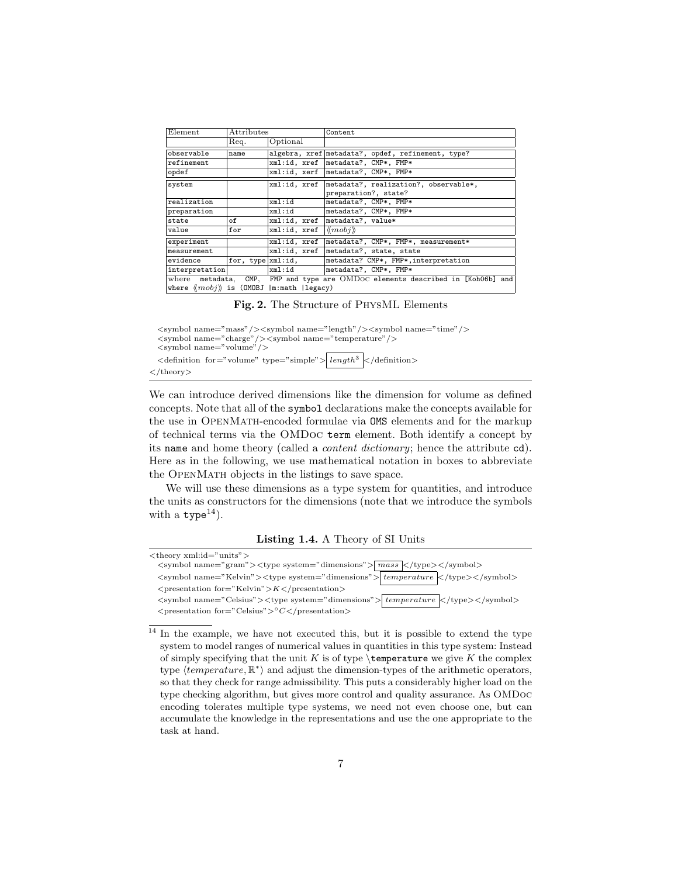| Element | Attributes | | Content |
|---|---|---|---|
| | Req. | Optional | |
| observable | name | algebra, xref | metadata?, opdef, refinement, type? |
| refinement | | xml:id, xref | metadata?, CMP*, FMP* |
| opdef | | xml:id, xerf | metadata?, CMP*, FMP* |
| system | | xml:id, xref | metadata?, realization?, observable*, preparation?, state? |
| realization | | xml:id | metadata?, CMP*, FMP* |
| preparation | | xml:id | metadata?, CMP*, FMP* |
| state | of | xml:id, xref | metadata?, value* |
| value | for | xml:id, xref | ⟪*mobj*⟫ |
| experiment | | xml:id, xref | metadata?, CMP*, FMP*, measurement* |
| measurement | | xml:id, xref | metadata?, state, state |
| evidence | for, type | xml:id, | metadata? CMP*, FMP*,interpretation |
| interpretation | | xml:id | metadata?, CMP*, FMP* |
| where metadata, CMP, FMP and type are OMDoc elements described in [Koh06b] and where ⟪*mobj*⟫ is (OMOBJ \|m:math \|legacy) | | | |

**Fig. 2.** The Structure of PhysML Elements

```
<symbol name="mass"/><symbol name="length"/><symbol name="time"/>
<symbol name="charge"/><symbol name="temperature"/>
<symbol name="volume"/>
<definition for="volume" type="simple"> [length^3] </definition>
</theory>
```

We can introduce derived dimensions like the dimension for volume as defined concepts. Note that all of the `symbol` declarations make the concepts available for the use in OpenMath-encoded formulae via `OMS` elements and for the markup of technical terms via the OMDoc `term` element. Both identify a concept by its `name` and home theory (called a *content dictionary*; hence the attribute `cd`). Here as in the following, we use mathematical notation in boxes to abbreviate the OpenMath objects in the listings to save space.

We will use these dimensions as a type system for quantities, and introduce the units as constructors for the dimensions (note that we introduce the symbols with a `type`[14]).

**Listing 1.4.** A Theory of SI Units

```
<theory xml:id="units">
  <symbol name="gram"><type system="dimensions"> [mass] </type></symbol>
  <symbol name="Kelvin"><type system="dimensions"> [temperature] </type></symbol>
  <presentation for="Kelvin">K</presentation>
  <symbol name="Celsius"><type system="dimensions"> [temperature] </type></symbol>
  <presentation for="Celsius">°C</presentation>
```

[14] In the example, we have not executed this, but it is possible to extend the type system to model ranges of numerical values in quantities in this type system: Instead of simply specifying that the unit $K$ is of type `\temperature` we give $K$ the complex type $\langle temperature, \mathbb{R}^* \rangle$ and adjust the dimension-types of the arithmetic operators, so that they check for range admissibility. This puts a considerably higher load on the type checking algorithm, but gives more control and quality assurance. As OMDoc encoding tolerates multiple type systems, we need not even choose one, but can accumulate the knowledge in the representations and use the one appropriate to the task at hand.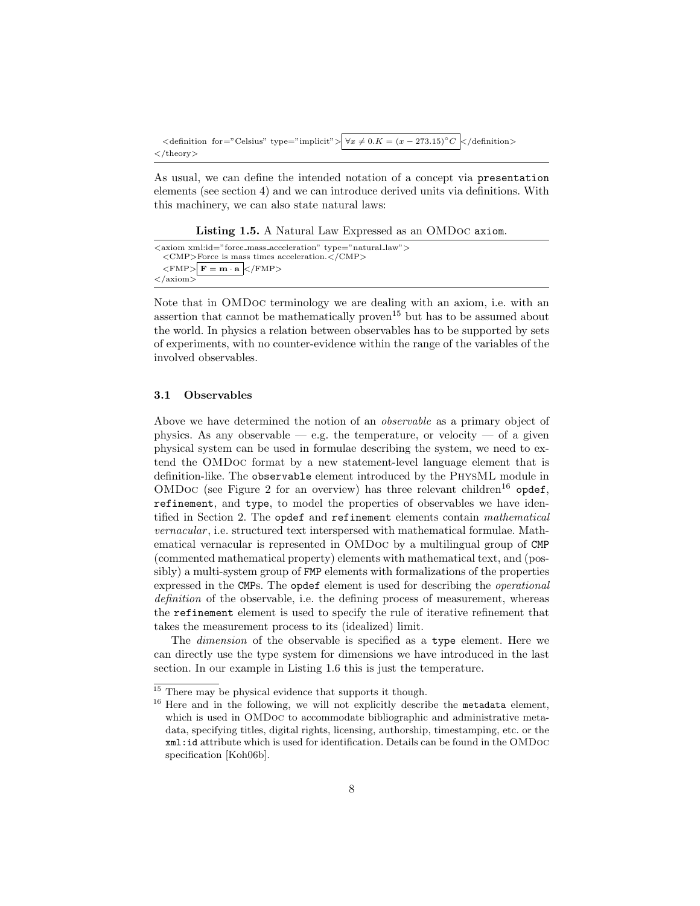```
  <definition for="Celsius" type="implicit"> ∀x ≠ 0.K = (x − 273.15)°C </definition>
</theory>
```

As usual, we can define the intended notation of a concept via `presentation` elements (see section 4) and we can introduce derived units via definitions. With this machinery, we can also state natural laws:

**Listing 1.5.** A Natural Law Expressed as an OMDoc `axiom`.

```
<axiom xml:id="force_mass_acceleration" type="natural_law">
  <CMP>Force is mass times acceleration.</CMP>
  <FMP> F = m · a </FMP>
</axiom>
```

Note that in OMDoc terminology we are dealing with an axiom, i.e. with an assertion that cannot be mathematically proven[15] but has to be assumed about the world. In physics a relation between observables has to be supported by sets of experiments, with no counter-evidence within the range of the variables of the involved observables.

### 3.1 Observables

Above we have determined the notion of an *observable* as a primary object of physics. As any observable — e.g. the temperature, or velocity — of a given physical system can be used in formulae describing the system, we need to extend the OMDoc format by a new statement-level language element that is definition-like. The `observable` element introduced by the PhysML module in OMDoc (see Figure 2 for an overview) has three relevant children[16] `opdef`, `refinement`, and `type`, to model the properties of observables we have identified in Section 2. The `opdef` and `refinement` elements contain *mathematical vernacular*, i.e. structured text interspersed with mathematical formulae. Mathematical vernacular is represented in OMDoc by a multilingual group of `CMP` (commented mathematical property) elements with mathematical text, and (possibly) a multi-system group of `FMP` elements with formalizations of the properties expressed in the `CMP`s. The `opdef` element is used for describing the *operational definition* of the observable, i.e. the defining process of measurement, whereas the `refinement` element is used to specify the rule of iterative refinement that takes the measurement process to its (idealized) limit.

The *dimension* of the observable is specified as a `type` element. Here we can directly use the type system for dimensions we have introduced in the last section. In our example in Listing 1.6 this is just the temperature.

---

[15] There may be physical evidence that supports it though.

[16] Here and in the following, we will not explicitly describe the `metadata` element, which is used in OMDoc to accommodate bibliographic and administrative metadata, specifying titles, digital rights, licensing, authorship, timestamping, etc. or the `xml:id` attribute which is used for identification. Details can be found in the OMDoc specification [Koh06b].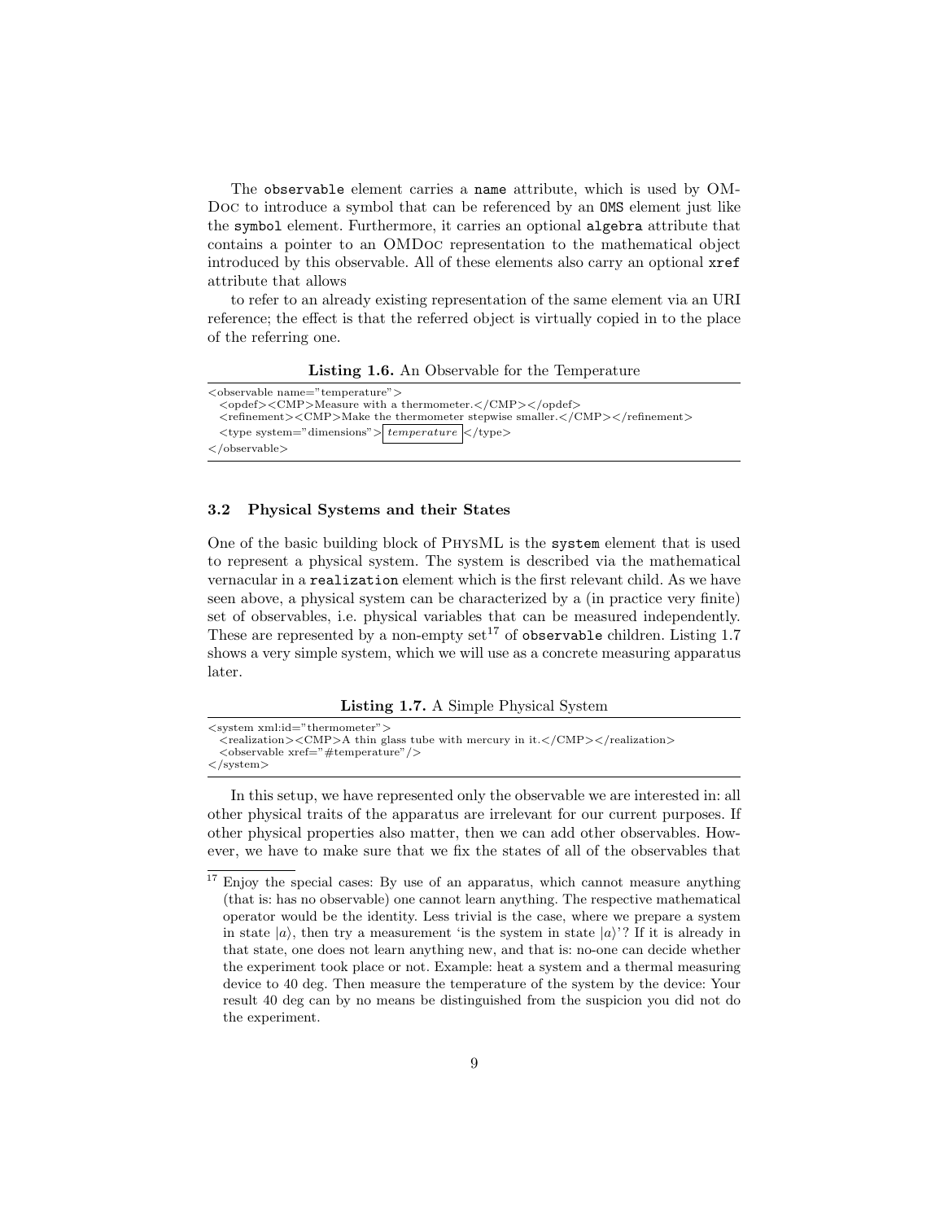The `observable` element carries a `name` attribute, which is used by OMDoc to introduce a symbol that can be referenced by an `OMS` element just like the `symbol` element. Furthermore, it carries an optional `algebra` attribute that contains a pointer to an OMDoc representation to the mathematical object introduced by this observable. All of these elements also carry an optional `xref` attribute that allows

to refer to an already existing representation of the same element via an URI reference; the effect is that the referred object is virtually copied in to the place of the referring one.

**Listing 1.6.** An Observable for the Temperature

```
<observable name="temperature">
  <opdef><CMP>Measure with a thermometer.</CMP></opdef>
  <refinement><CMP>Make the thermometer stepwise smaller.</CMP></refinement>
  <type system="dimensions"> temperature </type>
</observable>
```

### 3.2 Physical Systems and their States

One of the basic building block of PhysML is the `system` element that is used to represent a physical system. The system is described via the mathematical vernacular in a `realization` element which is the first relevant child. As we have seen above, a physical system can be characterized by a (in practice very finite) set of observables, i.e. physical variables that can be measured independently. These are represented by a non-empty set[17] of `observable` children. Listing 1.7 shows a very simple system, which we will use as a concrete measuring apparatus later.

**Listing 1.7.** A Simple Physical System

```
<system xml:id="thermometer">
  <realization><CMP>A thin glass tube with mercury in it.</CMP></realization>
  <observable xref="#temperature"/>
</system>
```

In this setup, we have represented only the observable we are interested in: all other physical traits of the apparatus are irrelevant for our current purposes. If other physical properties also matter, then we can add other observables. However, we have to make sure that we fix the states of all of the observables that

[17] Enjoy the special cases: By use of an apparatus, which cannot measure anything (that is: has no observable) one cannot learn anything. The respective mathematical operator would be the identity. Less trivial is the case, where we prepare a system in state $|a\rangle$, then try a measurement 'is the system in state $|a\rangle$'? If it is already in that state, one does not learn anything new, and that is: no-one can decide whether the experiment took place or not. Example: heat a system and a thermal measuring device to 40 deg. Then measure the temperature of the system by the device: Your result 40 deg can by no means be distinguished from the suspicion you did not do the experiment.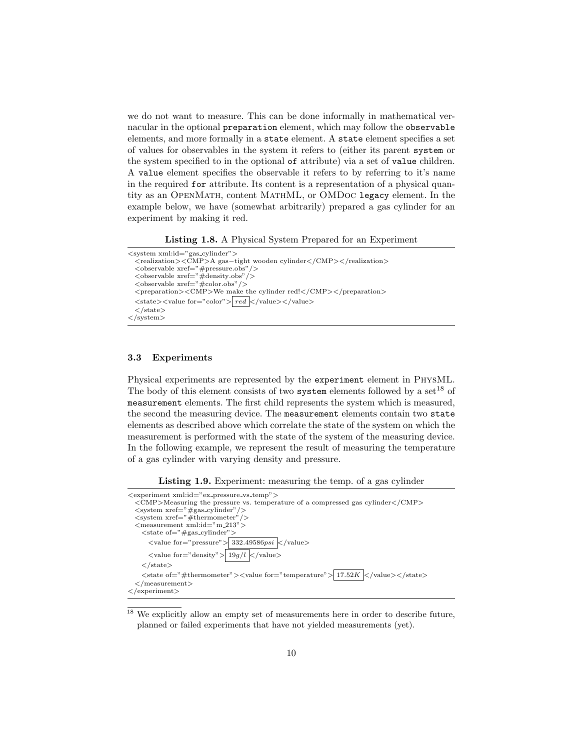we do not want to measure. This can be done informally in mathematical vernacular in the optional `preparation` element, which may follow the `observable` elements, and more formally in a `state` element. A `state` element specifies a set of values for observables in the system it refers to (either its parent `system` or the system specified to in the optional `of` attribute) via a set of `value` children. A `value` element specifies the observable it refers to by referring to it's name in the required `for` attribute. Its content is a representation of a physical quantity as an OpenMath, content MathML, or OMDoc `legacy` element. In the example below, we have (somewhat arbitrarily) prepared a gas cylinder for an experiment by making it red.

**Listing 1.8.** A Physical System Prepared for an Experiment

```
<system xml:id="gas_cylinder">
  <realization><CMP>A gas−tight wooden cylinder</CMP></realization>
  <observable xref="#pressure.obs"/>
  <observable xref="#density.obs"/>
  <observable xref="#color.obs"/>
  <preparation><CMP>We make the cylinder red!</CMP></preparation>
  <state><value for="color"> red </value></value>
  </state>
</system>
```

### 3.3 Experiments

Physical experiments are represented by the `experiment` element in PhysML. The body of this element consists of two `system` elements followed by a set[18] of `measurement` elements. The first child represents the system which is measured, the second the measuring device. The `measurement` elements contain two `state` elements as described above which correlate the state of the system on which the measurement is performed with the state of the system of the measuring device. In the following example, we represent the result of measuring the temperature of a gas cylinder with varying density and pressure.

**Listing 1.9.** Experiment: measuring the temp. of a gas cylinder

```
<experiment xml:id="ex_pressure_vs_temp">
  <CMP>Measuring the pressure vs. temperature of a compressed gas cylinder</CMP>
  <system xref="#gas_cylinder"/>
  <system xref="#thermometer"/>
  <measurement xml:id="m_213">
    <state of="#gas_cylinder">
      <value for="pressure"> 332.49586psi </value>
      <value for="density"> 19g/l </value>
    </state>
    <state of="#thermometer"><value for="temperature"> 17.52K </value></state>
  </measurement>
</experiment>
```

[18] We explicitly allow an empty set of measurements here in order to describe future, planned or failed experiments that have not yielded measurements (yet).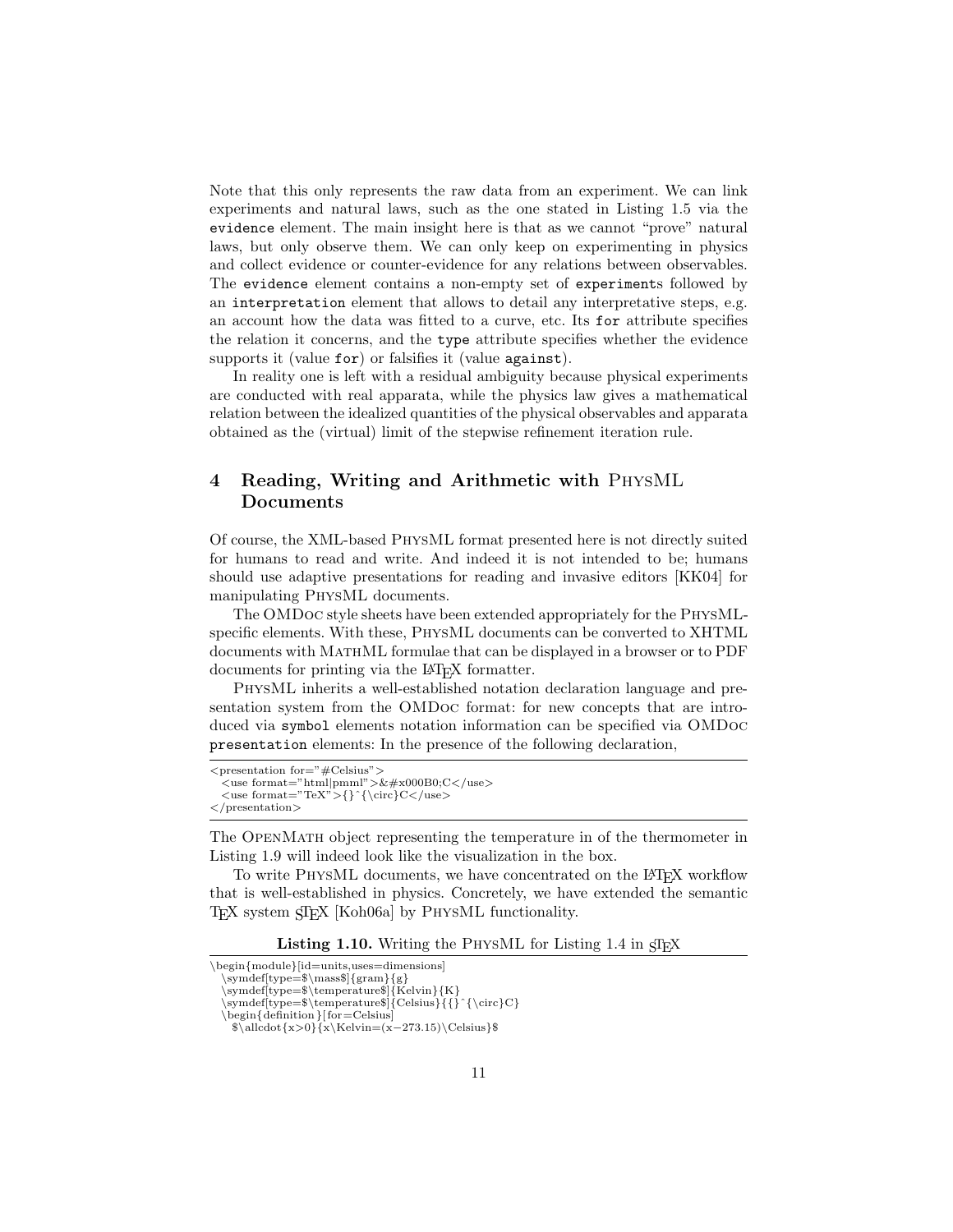Note that this only represents the raw data from an experiment. We can link experiments and natural laws, such as the one stated in Listing 1.5 via the `evidence` element. The main insight here is that as we cannot "prove" natural laws, but only observe them. We can only keep on experimenting in physics and collect evidence or counter-evidence for any relations between observables. The `evidence` element contains a non-empty set of `experiment`s followed by an `interpretation` element that allows to detail any interpretative steps, e.g. an account how the data was fitted to a curve, etc. Its `for` attribute specifies the relation it concerns, and the `type` attribute specifies whether the evidence supports it (value `for`) or falsifies it (value `against`).

In reality one is left with a residual ambiguity because physical experiments are conducted with real apparata, while the physics law gives a mathematical relation between the idealized quantities of the physical observables and apparata obtained as the (virtual) limit of the stepwise refinement iteration rule.

## 4 Reading, Writing and Arithmetic with PhysML Documents

Of course, the XML-based PhysML format presented here is not directly suited for humans to read and write. And indeed it is not intended to be; humans should use adaptive presentations for reading and invasive editors [KK04] for manipulating PhysML documents.

The OMDoc style sheets have been extended appropriately for the PhysML-specific elements. With these, PhysML documents can be converted to XHTML documents with MathML formulae that can be displayed in a browser or to PDF documents for printing via the LaTeX formatter.

PhysML inherits a well-established notation declaration language and presentation system from the OMDoc format: for new concepts that are introduced via `symbol` elements notation information can be specified via OMDoc `presentation` elements: In the presence of the following declaration,

```
<presentation for="#Celsius">
  <use format="html|pmml">&#x000B0;C</use>
  <use format="TeX">{}^{\circ}C</use>
</presentation>
```

The OpenMath object representing the temperature in of the thermometer in Listing 1.9 will indeed look like the visualization in the box.

To write PhysML documents, we have concentrated on the LaTeX workflow that is well-established in physics. Concretely, we have extended the semantic TeX system sTeX [Koh06a] by PhysML functionality.

**Listing 1.10.** Writing the PhysML for Listing 1.4 in sTeX

```
\begin{module}[id=units,uses=dimensions]
  \symdef[type=$\mass$]{gram}{g}
  \symdef[type=$\temperature$]{Kelvin}{K}
  \symdef[type=$\temperature$]{Celsius}{{}^{\circ}C}
  \begin{definition}[for=Celsius]
    $\allcdot{x>0}{x\Kelvin=(x−273.15)\Celsius}$
```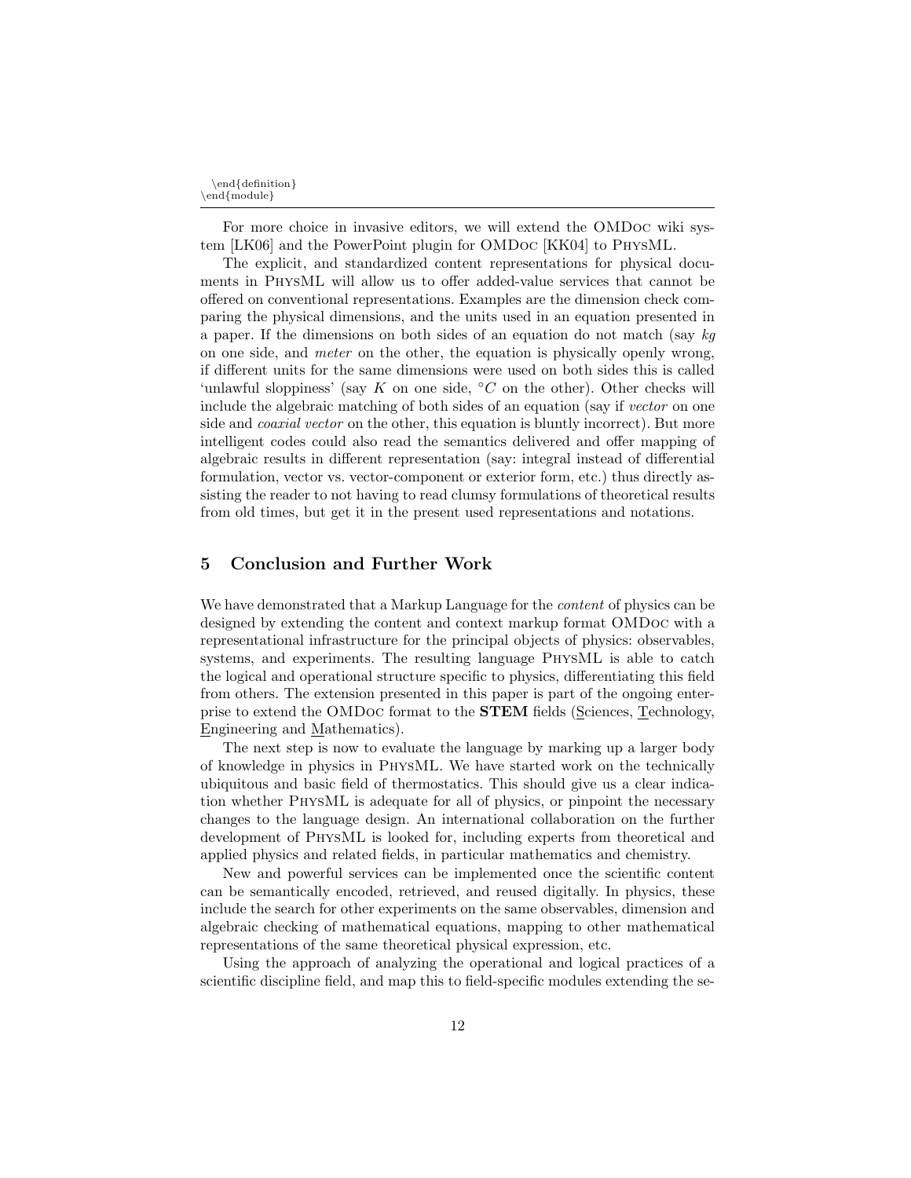```
\end{definition}
\end{module}
```

For more choice in invasive editors, we will extend the OMDoc wiki system [LK06] and the PowerPoint plugin for OMDoc [KK04] to PhysML.

The explicit, and standardized content representations for physical documents in PhysML will allow us to offer added-value services that cannot be offered on conventional representations. Examples are the dimension check comparing the physical dimensions, and the units used in an equation presented in a paper. If the dimensions on both sides of an equation do not match (say *kg* on one side, and *meter* on the other, the equation is physically openly wrong, if different units for the same dimensions were used on both sides this is called 'unlawful sloppiness' (say $K$ on one side, $^{\circ}C$ on the other). Other checks will include the algebraic matching of both sides of an equation (say if *vector* on one side and *coaxial vector* on the other, this equation is bluntly incorrect). But more intelligent codes could also read the semantics delivered and offer mapping of algebraic results in different representation (say: integral instead of differential formulation, vector vs. vector-component or exterior form, etc.) thus directly assisting the reader to not having to read clumsy formulations of theoretical results from old times, but get it in the present used representations and notations.

## 5 Conclusion and Further Work

We have demonstrated that a Markup Language for the *content* of physics can be designed by extending the content and context markup format OMDoc with a representational infrastructure for the principal objects of physics: observables, systems, and experiments. The resulting language PhysML is able to catch the logical and operational structure specific to physics, differentiating this field from others. The extension presented in this paper is part of the ongoing enterprise to extend the OMDoc format to the **STEM** fields (Sciences, Technology, Engineering and Mathematics).

The next step is now to evaluate the language by marking up a larger body of knowledge in physics in PhysML. We have started work on the technically ubiquitous and basic field of thermostatics. This should give us a clear indication whether PhysML is adequate for all of physics, or pinpoint the necessary changes to the language design. An international collaboration on the further development of PhysML is looked for, including experts from theoretical and applied physics and related fields, in particular mathematics and chemistry.

New and powerful services can be implemented once the scientific content can be semantically encoded, retrieved, and reused digitally. In physics, these include the search for other experiments on the same observables, dimension and algebraic checking of mathematical equations, mapping to other mathematical representations of the same theoretical physical expression, etc.

Using the approach of analyzing the operational and logical practices of a scientific discipline field, and map this to field-specific modules extending the se-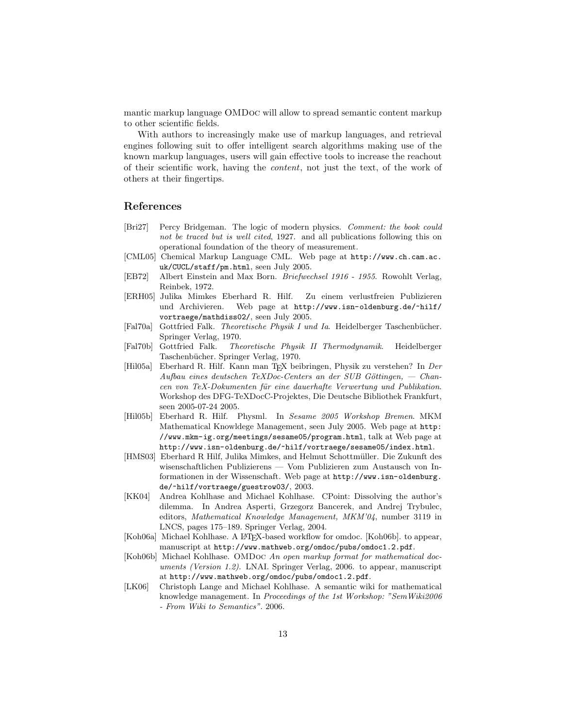mantic markup language OMDoc will allow to spread semantic content markup to other scientific fields.

With authors to increasingly make use of markup languages, and retrieval engines following suit to offer intelligent search algorithms making use of the known markup languages, users will gain effective tools to increase the reachout of their scientific work, having the *content*, not just the text, of the work of others at their fingertips.

## References

- [Bri27] Percy Bridgeman. The logic of modern physics. *Comment: the book could not be traced but is well cited*, 1927. and all publications following this on operational foundation of the theory of measurement.
- [CML05] Chemical Markup Language CML. Web page at `http://www.ch.cam.ac.uk/CUCL/staff/pm.html`, seen July 2005.
- [EB72] Albert Einstein and Max Born. *Briefwechsel 1916 - 1955*. Rowohlt Verlag, Reinbek, 1972.
- [ERH05] Julika Mimkes Eberhard R. Hilf. Zu einem verlustfreien Publizieren und Archivieren. Web page at `http://www.isn-oldenburg.de/~hilf/vortraege/mathdiss02/`, seen July 2005.
- [Fal70a] Gottfried Falk. *Theoretische Physik I und Ia*. Heidelberger Taschenbücher. Springer Verlag, 1970.
- [Fal70b] Gottfried Falk. *Theoretische Physik II Thermodynamik*. Heidelberger Taschenbücher. Springer Verlag, 1970.
- [Hil05a] Eberhard R. Hilf. Kann man TEX beibringen, Physik zu verstehen? In *Der Aufbau eines deutschen TeXDoc-Centers an der SUB Göttingen, — Chancen von TeX-Dokumenten für eine dauerhafte Verwertung und Publikation*. Workshop des DFG-TeXDocC-Projektes, Die Deutsche Bibliothek Frankfurt, seen 2005-07-24 2005.
- [Hil05b] Eberhard R. Hilf. Physml. In *Sesame 2005 Workshop Bremen*. MKM Mathematical Knowldege Management, seen July 2005. Web page at `http://www.mkm-ig.org/meetings/sesame05/program.html`, talk at Web page at `http://www.isn-oldenburg.de/~hilf/vortraege/sesame05/index.html`.
- [HMS03] Eberhard R Hilf, Julika Mimkes, and Helmut Schottmüller. Die Zukunft des wisenschaftlichen Publizierens — Vom Publizieren zum Austausch von Informationen in der Wissenschaft. Web page at `http://www.isn-oldenburg.de/~hilf/vortraege/guestrow03/`, 2003.
- [KK04] Andrea Kohlhase and Michael Kohlhase. CPoint: Dissolving the author's dilemma. In Andrea Asperti, Grzegorz Bancerek, and Andrej Trybulec, editors, *Mathematical Knowledge Management, MKM'04*, number 3119 in LNCS, pages 175–189. Springer Verlag, 2004.
- [Koh06a] Michael Kohlhase. A LATEX-based workflow for omdoc. [Koh06b]. to appear, manuscript at `http://www.mathweb.org/omdoc/pubs/omdoc1.2.pdf`.
- [Koh06b] Michael Kohlhase. OMDoc *An open markup format for mathematical documents (Version 1.2)*. LNAI. Springer Verlag, 2006. to appear, manuscript at `http://www.mathweb.org/omdoc/pubs/omdoc1.2.pdf`.
- [LK06] Christoph Lange and Michael Kohlhase. A semantic wiki for mathematical knowledge management. In *Proceedings of the 1st Workshop: "SemWiki2006 - From Wiki to Semantics"*. 2006.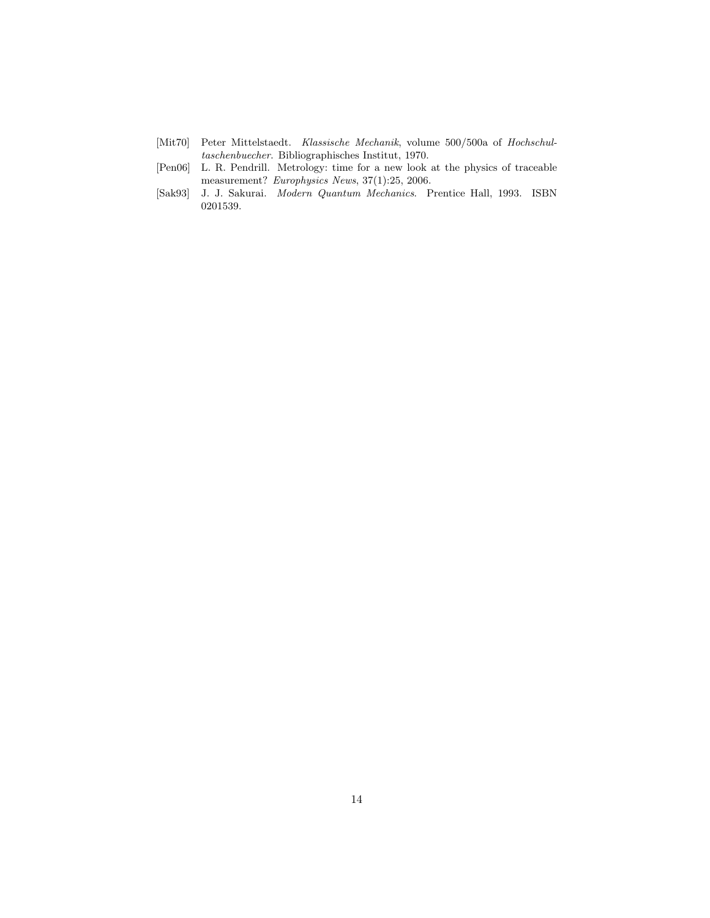[Mit70] Peter Mittelstaedt. *Klassische Mechanik*, volume 500/500a of *Hochschultaschenbuecher*. Bibliographisches Institut, 1970.

[Pen06] L. R. Pendrill. Metrology: time for a new look at the physics of traceable measurement? *Europhysics News*, 37(1):25, 2006.

[Sak93] J. J. Sakurai. *Modern Quantum Mechanics*. Prentice Hall, 1993. ISBN 0201539.